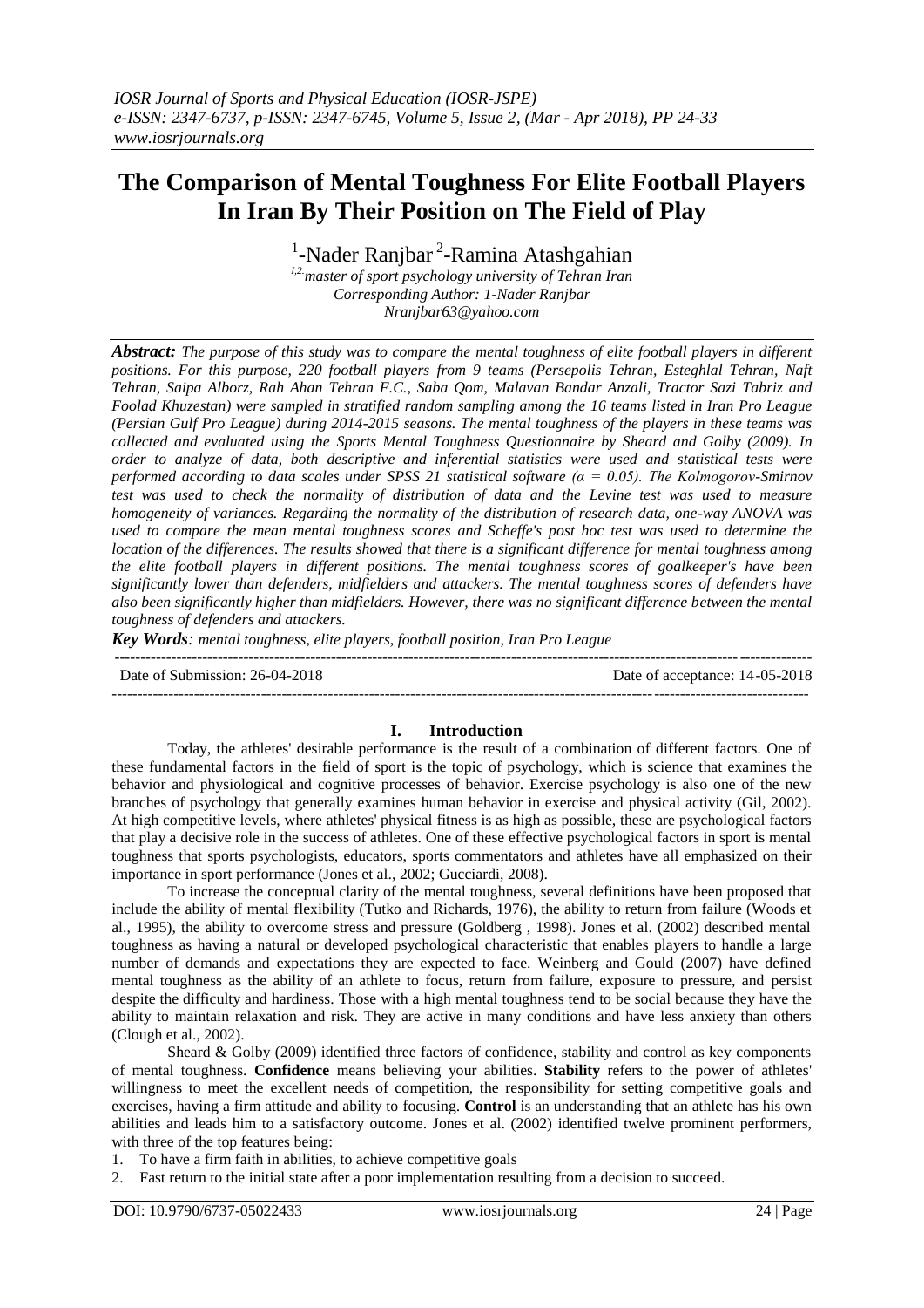# The Comparison of Mental Toughness For Elite Football Players In Iran By Their Position on The Field of Play

[1]-Nader Ranjbar [2]-Ramina Atashgahian

*[1,2]master of sport psychology university of Tehran Iran*
*Corresponding Author: 1-Nader Ranjbar*
*Nranjbar63@yahoo.com*

***Abstract:*** *The purpose of this study was to compare the mental toughness of elite football players in different positions. For this purpose, 220 football players from 9 teams (Persepolis Tehran, Esteghlal Tehran, Naft Tehran, Saipa Alborz, Rah Ahan Tehran F.C., Saba Qom, Malavan Bandar Anzali, Tractor Sazi Tabriz and Foolad Khuzestan) were sampled in stratified random sampling among the 16 teams listed in Iran Pro League (Persian Gulf Pro League) during 2014-2015 seasons. The mental toughness of the players in these teams was collected and evaluated using the Sports Mental Toughness Questionnaire by Sheard and Golby (2009). In order to analyze of data, both descriptive and inferential statistics were used and statistical tests were performed according to data scales under SPSS 21 statistical software (α = 0.05). The Kolmogorov-Smirnov test was used to check the normality of distribution of data and the Levine test was used to measure homogeneity of variances. Regarding the normality of the distribution of research data, one-way ANOVA was used to compare the mean mental toughness scores and Scheffe's post hoc test was used to determine the location of the differences. The results showed that there is a significant difference for mental toughness among the elite football players in different positions. The mental toughness scores of goalkeeper's have been significantly lower than defenders, midfielders and attackers. The mental toughness scores of defenders have also been significantly higher than midfielders. However, there was no significant difference between the mental toughness of defenders and attackers.*

***Key Words****: mental toughness, elite players, football position, Iran Pro League*

Date of Submission: 26-04-2018 Date of acceptance: 14-05-2018

## I. Introduction

Today, the athletes' desirable performance is the result of a combination of different factors. One of these fundamental factors in the field of sport is the topic of psychology, which is science that examines the behavior and physiological and cognitive processes of behavior. Exercise psychology is also one of the new branches of psychology that generally examines human behavior in exercise and physical activity (Gil, 2002). At high competitive levels, where athletes' physical fitness is as high as possible, these are psychological factors that play a decisive role in the success of athletes. One of these effective psychological factors in sport is mental toughness that sports psychologists, educators, sports commentators and athletes have all emphasized on their importance in sport performance (Jones et al., 2002; Gucciardi, 2008).

To increase the conceptual clarity of the mental toughness, several definitions have been proposed that include the ability of mental flexibility (Tutko and Richards, 1976), the ability to return from failure (Woods et al., 1995), the ability to overcome stress and pressure (Goldberg , 1998). Jones et al. (2002) described mental toughness as having a natural or developed psychological characteristic that enables players to handle a large number of demands and expectations they are expected to face. Weinberg and Gould (2007) have defined mental toughness as the ability of an athlete to focus, return from failure, exposure to pressure, and persist despite the difficulty and hardiness. Those with a high mental toughness tend to be social because they have the ability to maintain relaxation and risk. They are active in many conditions and have less anxiety than others (Clough et al., 2002).

Sheard & Golby (2009) identified three factors of confidence, stability and control as key components of mental toughness. **Confidence** means believing your abilities. **Stability** refers to the power of athletes' willingness to meet the excellent needs of competition, the responsibility for setting competitive goals and exercises, having a firm attitude and ability to focusing. **Control** is an understanding that an athlete has his own abilities and leads him to a satisfactory outcome. Jones et al. (2002) identified twelve prominent performers, with three of the top features being:

1. To have a firm faith in abilities, to achieve competitive goals
2. Fast return to the initial state after a poor implementation resulting from a decision to succeed.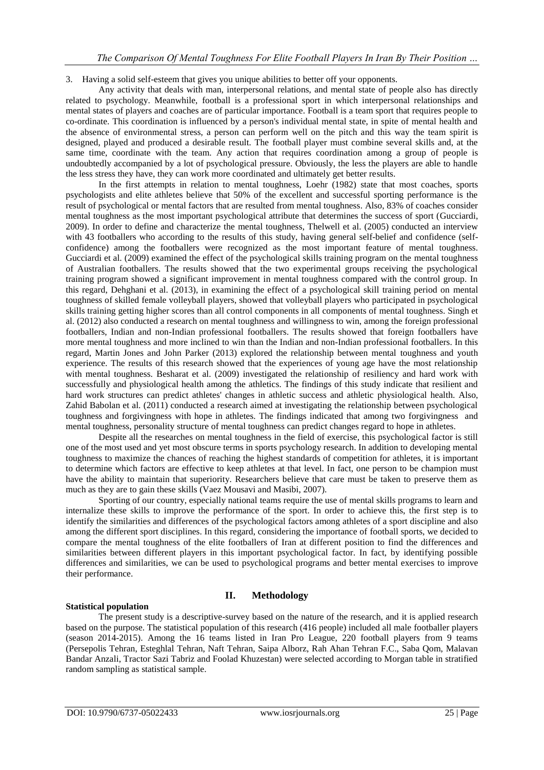3. Having a solid self-esteem that gives you unique abilities to better off your opponents.

Any activity that deals with man, interpersonal relations, and mental state of people also has directly related to psychology. Meanwhile, football is a professional sport in which interpersonal relationships and mental states of players and coaches are of particular importance. Football is a team sport that requires people to co-ordinate. This coordination is influenced by a person's individual mental state, in spite of mental health and the absence of environmental stress, a person can perform well on the pitch and this way the team spirit is designed, played and produced a desirable result. The football player must combine several skills and, at the same time, coordinate with the team. Any action that requires coordination among a group of people is undoubtedly accompanied by a lot of psychological pressure. Obviously, the less the players are able to handle the less stress they have, they can work more coordinated and ultimately get better results.

In the first attempts in relation to mental toughness, Loehr (1982) state that most coaches, sports psychologists and elite athletes believe that 50% of the excellent and successful sporting performance is the result of psychological or mental factors that are resulted from mental toughness. Also, 83% of coaches consider mental toughness as the most important psychological attribute that determines the success of sport (Gucciardi, 2009). In order to define and characterize the mental toughness, Thelwell et al. (2005) conducted an interview with 43 footballers who according to the results of this study, having general self-belief and confidence (self-confidence) among the footballers were recognized as the most important feature of mental toughness. Gucciardi et al. (2009) examined the effect of the psychological skills training program on the mental toughness of Australian footballers. The results showed that the two experimental groups receiving the psychological training program showed a significant improvement in mental toughness compared with the control group. In this regard, Dehghani et al. (2013), in examining the effect of a psychological skill training period on mental toughness of skilled female volleyball players, showed that volleyball players who participated in psychological skills training getting higher scores than all control components in all components of mental toughness. Singh et al. (2012) also conducted a research on mental toughness and willingness to win, among the foreign professional footballers, Indian and non-Indian professional footballers. The results showed that foreign footballers have more mental toughness and more inclined to win than the Indian and non-Indian professional footballers. In this regard, Martin Jones and John Parker (2013) explored the relationship between mental toughness and youth experience. The results of this research showed that the experiences of young age have the most relationship with mental toughness. Besharat et al. (2009) investigated the relationship of resiliency and hard work with successfully and physiological health among the athletics. The findings of this study indicate that resilient and hard work structures can predict athletes' changes in athletic success and athletic physiological health. Also, Zahid Babolan et al. (2011) conducted a research aimed at investigating the relationship between psychological toughness and forgivingness with hope in athletes. The findings indicated that among two forgivingness and mental toughness, personality structure of mental toughness can predict changes regard to hope in athletes.

Despite all the researches on mental toughness in the field of exercise, this psychological factor is still one of the most used and yet most obscure terms in sports psychology research. In addition to developing mental toughness to maximize the chances of reaching the highest standards of competition for athletes, it is important to determine which factors are effective to keep athletes at that level. In fact, one person to be champion must have the ability to maintain that superiority. Researchers believe that care must be taken to preserve them as much as they are to gain these skills (Vaez Mousavi and Masibi, 2007).

Sporting of our country, especially national teams require the use of mental skills programs to learn and internalize these skills to improve the performance of the sport. In order to achieve this, the first step is to identify the similarities and differences of the psychological factors among athletes of a sport discipline and also among the different sport disciplines. In this regard, considering the importance of football sports, we decided to compare the mental toughness of the elite footballers of Iran at different position to find the differences and similarities between different players in this important psychological factor. In fact, by identifying possible differences and similarities, we can be used to psychological programs and better mental exercises to improve their performance.

## II. Methodology

### Statistical population

The present study is a descriptive-survey based on the nature of the research, and it is applied research based on the purpose. The statistical population of this research (416 people) included all male footballer players (season 2014-2015). Among the 16 teams listed in Iran Pro League, 220 football players from 9 teams (Persepolis Tehran, Esteghlal Tehran, Naft Tehran, Saipa Alborz, Rah Ahan Tehran F.C., Saba Qom, Malavan Bandar Anzali, Tractor Sazi Tabriz and Foolad Khuzestan) were selected according to Morgan table in stratified random sampling as statistical sample.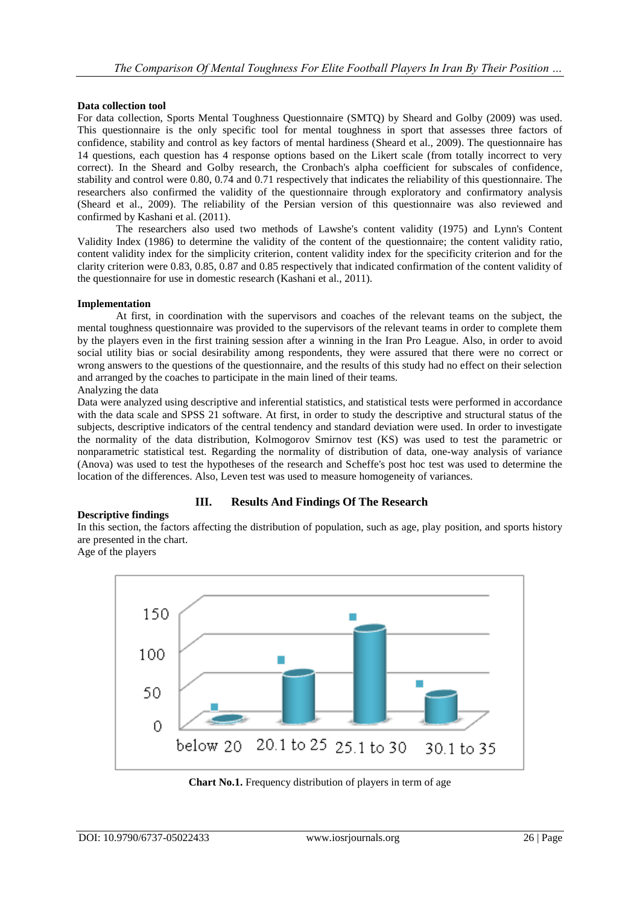**Data collection tool**

For data collection, Sports Mental Toughness Questionnaire (SMTQ) by Sheard and Golby (2009) was used. This questionnaire is the only specific tool for mental toughness in sport that assesses three factors of confidence, stability and control as key factors of mental hardiness (Sheard et al., 2009). The questionnaire has 14 questions, each question has 4 response options based on the Likert scale (from totally incorrect to very correct). In the Sheard and Golby research, the Cronbach's alpha coefficient for subscales of confidence, stability and control were 0.80, 0.74 and 0.71 respectively that indicates the reliability of this questionnaire. The researchers also confirmed the validity of the questionnaire through exploratory and confirmatory analysis (Sheard et al., 2009). The reliability of the Persian version of this questionnaire was also reviewed and confirmed by Kashani et al. (2011).

The researchers also used two methods of Lawshe's content validity (1975) and Lynn's Content Validity Index (1986) to determine the validity of the content of the questionnaire; the content validity ratio, content validity index for the simplicity criterion, content validity index for the specificity criterion and for the clarity criterion were 0.83, 0.85, 0.87 and 0.85 respectively that indicated confirmation of the content validity of the questionnaire for use in domestic research (Kashani et al., 2011).

**Implementation**

At first, in coordination with the supervisors and coaches of the relevant teams on the subject, the mental toughness questionnaire was provided to the supervisors of the relevant teams in order to complete them by the players even in the first training session after a winning in the Iran Pro League. Also, in order to avoid social utility bias or social desirability among respondents, they were assured that there were no correct or wrong answers to the questions of the questionnaire, and the results of this study had no effect on their selection and arranged by the coaches to participate in the main lined of their teams.

Analyzing the data

Data were analyzed using descriptive and inferential statistics, and statistical tests were performed in accordance with the data scale and SPSS 21 software. At first, in order to study the descriptive and structural status of the subjects, descriptive indicators of the central tendency and standard deviation were used. In order to investigate the normality of the data distribution, Kolmogorov Smirnov test (KS) was used to test the parametric or nonparametric statistical test. Regarding the normality of distribution of data, one-way analysis of variance (Anova) was used to test the hypotheses of the research and Scheffe's post hoc test was used to determine the location of the differences. Also, Leven test was used to measure homogeneity of variances.

## III. Results And Findings Of The Research

**Descriptive findings**

In this section, the factors affecting the distribution of population, such as age, play position, and sports history are presented in the chart.

Age of the players

**Chart No.1.** Frequency distribution of players in term of age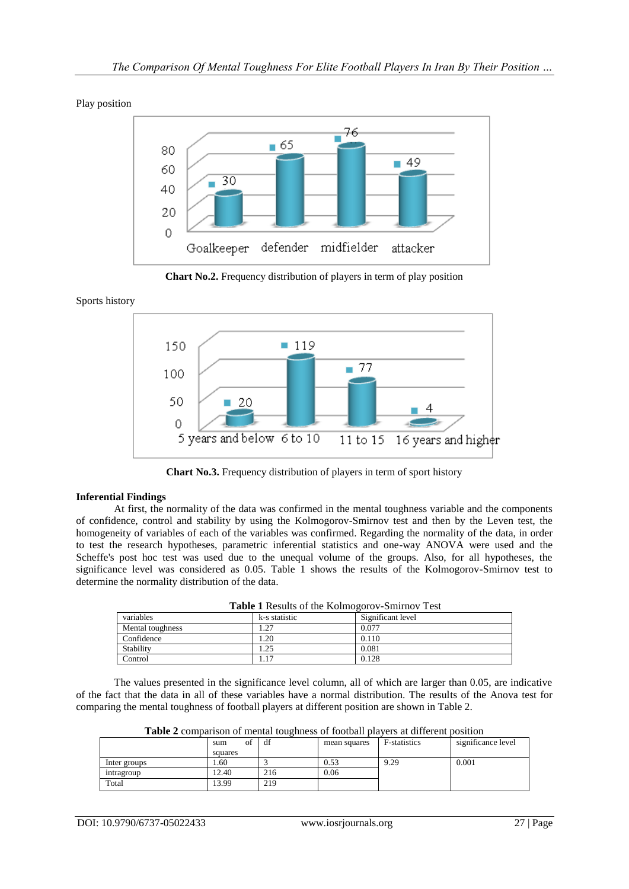Play position

**Chart No.2.** Frequency distribution of players in term of play position

Sports history

**Chart No.3.** Frequency distribution of players in term of sport history

### Inferential Findings

At first, the normality of the data was confirmed in the mental toughness variable and the components of confidence, control and stability by using the Kolmogorov-Smirnov test and then by the Leven test, the homogeneity of variables of each of the variables was confirmed. Regarding the normality of the data, in order to test the research hypotheses, parametric inferential statistics and one-way ANOVA were used and the Scheffe's post hoc test was used due to the unequal volume of the groups. Also, for all hypotheses, the significance level was considered as 0.05. Table 1 shows the results of the Kolmogorov-Smirnov test to determine the normality distribution of the data.

**Table 1** Results of the Kolmogorov-Smirnov Test

| variables | k-s statistic | Significant level |
|---|---|---|
| Mental toughness | 1.27 | 0.077 |
| Confidence | 1.20 | 0.110 |
| Stability | 1.25 | 0.081 |
| Control | 1.17 | 0.128 |

The values presented in the significance level column, all of which are larger than 0.05, are indicative of the fact that the data in all of these variables have a normal distribution. The results of the Anova test for comparing the mental toughness of football players at different position are shown in Table 2.

**Table 2** comparison of mental toughness of football players at different position

| | sum of squares | df | mean squares | F-statistics | significance level |
|---|---|---|---|---|---|
| Inter groups | 1.60 | 3 | 0.53 | 9.29 | 0.001 |
| intragroup | 12.40 | 216 | 0.06 | | |
| Total | 13.99 | 219 | | | |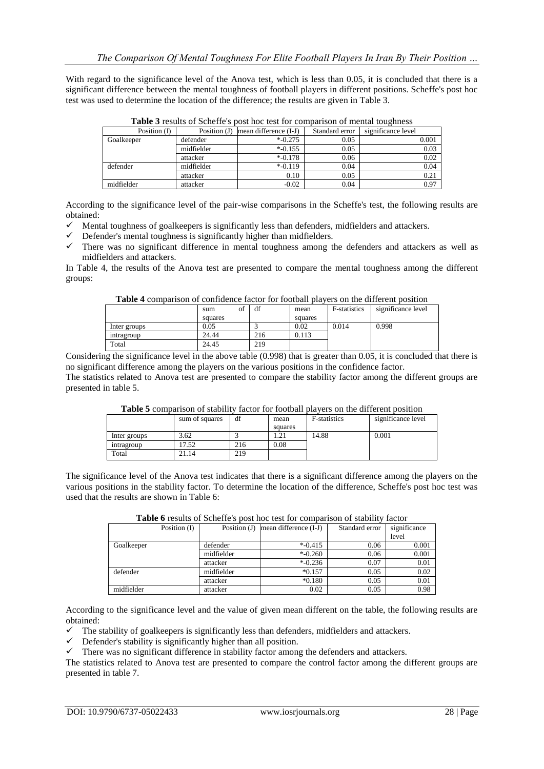With regard to the significance level of the Anova test, which is less than 0.05, it is concluded that there is a significant difference between the mental toughness of football players in different positions. Scheffe's post hoc test was used to determine the location of the difference; the results are given in Table 3.

**Table 3** results of Scheffe's post hoc test for comparison of mental toughness

| Position (I) | Position (J) | mean difference (I-J) | Standard error | significance level |
|---|---|---|---|---|
| Goalkeeper | defender | *-0.275 | 0.05 | 0.001 |
| | midfielder | *-0.155 | 0.05 | 0.03 |
| | attacker | *-0.178 | 0.06 | 0.02 |
| defender | midfielder | *-0.119 | 0.04 | 0.04 |
| | attacker | 0.10 | 0.05 | 0.21 |
| midfielder | attacker | -0.02 | 0.04 | 0.97 |

According to the significance level of the pair-wise comparisons in the Scheffe's test, the following results are obtained:

- ✓ Mental toughness of goalkeepers is significantly less than defenders, midfielders and attackers.
- ✓ Defender's mental toughness is significantly higher than midfielders.
- ✓ There was no significant difference in mental toughness among the defenders and attackers as well as midfielders and attackers.

In Table 4, the results of the Anova test are presented to compare the mental toughness among the different groups:

**Table 4** comparison of confidence factor for football players on the different position

| | sum of squares | df | mean squares | F-statistics | significance level |
|---|---|---|---|---|---|
| Inter groups | 0.05 | 3 | 0.02 | 0.014 | 0.998 |
| intragroup | 24.44 | 216 | 0.113 | | |
| Total | 24.45 | 219 | | | |

Considering the significance level in the above table (0.998) that is greater than 0.05, it is concluded that there is no significant difference among the players on the various positions in the confidence factor.

The statistics related to Anova test are presented to compare the stability factor among the different groups are presented in table 5.

**Table 5** comparison of stability factor for football players on the different position

| | sum of squares | df | mean squares | F-statistics | significance level |
|---|---|---|---|---|---|
| Inter groups | 3.62 | 3 | 1.21 | 14.88 | 0.001 |
| intragroup | 17.52 | 216 | 0.08 | | |
| Total | 21.14 | 219 | | | |

The significance level of the Anova test indicates that there is a significant difference among the players on the various positions in the stability factor. To determine the location of the difference, Scheffe's post hoc test was used that the results are shown in Table 6:

**Table 6** results of Scheffe's post hoc test for comparison of stability factor

| Position (I) | Position (J) | mean difference (I-J) | Standard error | significance level |
|---|---|---|---|---|
| Goalkeeper | defender | *-0.415 | 0.06 | 0.001 |
| | midfielder | *-0.260 | 0.06 | 0.001 |
| | attacker | *-0.236 | 0.07 | 0.01 |
| defender | midfielder | *0.157 | 0.05 | 0.02 |
| | attacker | *0.180 | 0.05 | 0.01 |
| midfielder | attacker | 0.02 | 0.05 | 0.98 |

According to the significance level and the value of given mean different on the table, the following results are obtained:

- ✓ The stability of goalkeepers is significantly less than defenders, midfielders and attackers.
- ✓ Defender's stability is significantly higher than all position.
- ✓ There was no significant difference in stability factor among the defenders and attackers.

The statistics related to Anova test are presented to compare the control factor among the different groups are presented in table 7.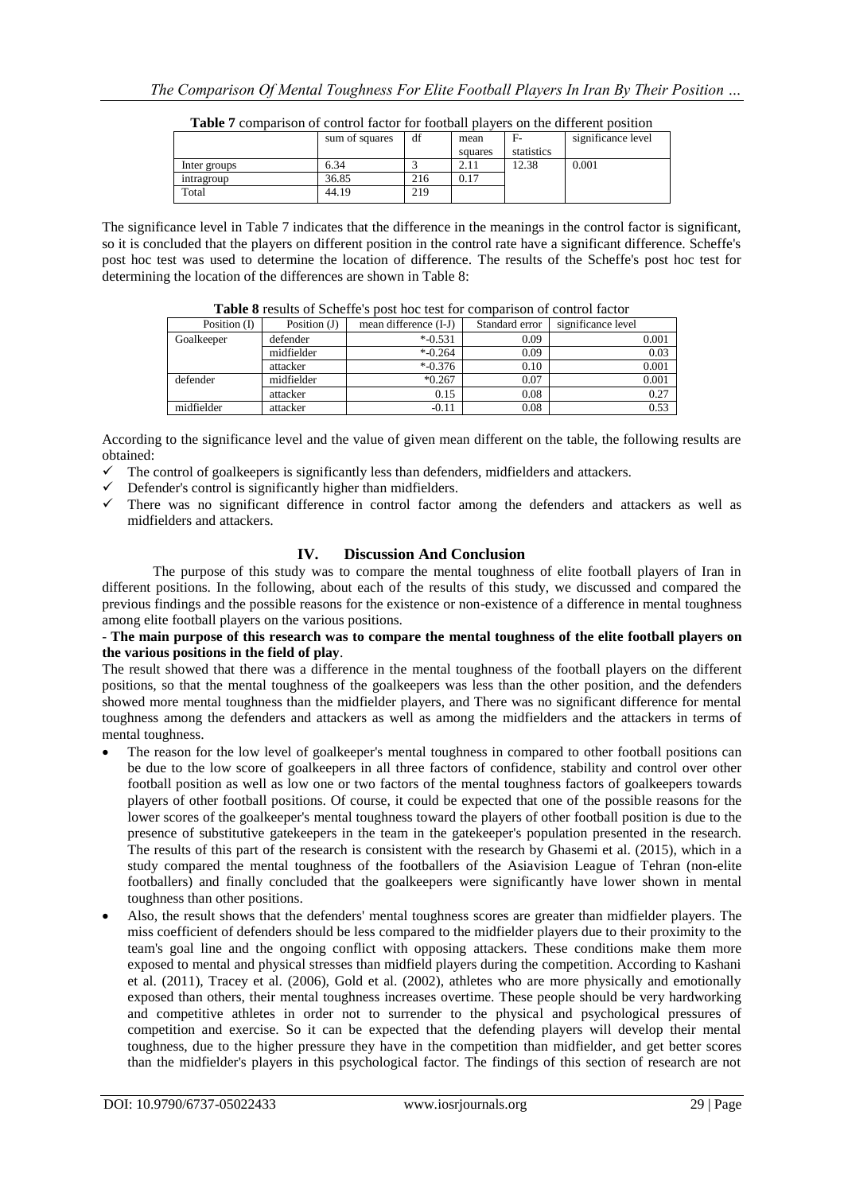**Table 7** comparison of control factor for football players on the different position

| | sum of squares | df | mean squares | F-statistics | significance level |
|---|---|---|---|---|---|
| Inter groups | 6.34 | 3 | 2.11 | 12.38 | 0.001 |
| intragroup | 36.85 | 216 | 0.17 | | |
| Total | 44.19 | 219 | | | |

The significance level in Table 7 indicates that the difference in the meanings in the control factor is significant, so it is concluded that the players on different position in the control rate have a significant difference. Scheffe's post hoc test was used to determine the location of difference. The results of the Scheffe's post hoc test for determining the location of the differences are shown in Table 8:

**Table 8** results of Scheffe's post hoc test for comparison of control factor

| Position (I) | Position (J) | mean difference (I-J) | Standard error | significance level |
|---|---|---|---|---|
| Goalkeeper | defender | *-0.531 | 0.09 | 0.001 |
| | midfielder | *-0.264 | 0.09 | 0.03 |
| | attacker | *-0.376 | 0.10 | 0.001 |
| defender | midfielder | *0.267 | 0.07 | 0.001 |
| | attacker | 0.15 | 0.08 | 0.27 |
| midfielder | attacker | -0.11 | 0.08 | 0.53 |

According to the significance level and the value of given mean different on the table, the following results are obtained:

- ✓ The control of goalkeepers is significantly less than defenders, midfielders and attackers.
- ✓ Defender's control is significantly higher than midfielders.
- ✓ There was no significant difference in control factor among the defenders and attackers as well as midfielders and attackers.

## IV. Discussion And Conclusion

The purpose of this study was to compare the mental toughness of elite football players of Iran in different positions. In the following, about each of the results of this study, we discussed and compared the previous findings and the possible reasons for the existence or non-existence of a difference in mental toughness among elite football players on the various positions.

- **The main purpose of this research was to compare the mental toughness of the elite football players on the various positions in the field of play**.

The result showed that there was a difference in the mental toughness of the football players on the different positions, so that the mental toughness of the goalkeepers was less than the other position, and the defenders showed more mental toughness than the midfielder players, and There was no significant difference for mental toughness among the defenders and attackers as well as among the midfielders and the attackers in terms of mental toughness.

- The reason for the low level of goalkeeper's mental toughness in compared to other football positions can be due to the low score of goalkeepers in all three factors of confidence, stability and control over other football position as well as low one or two factors of the mental toughness factors of goalkeepers towards players of other football positions. Of course, it could be expected that one of the possible reasons for the lower scores of the goalkeeper's mental toughness toward the players of other football position is due to the presence of substitutive gatekeepers in the team in the gatekeeper's population presented in the research. The results of this part of the research is consistent with the research by Ghasemi et al. (2015), which in a study compared the mental toughness of the footballers of the Asiavision League of Tehran (non-elite footballers) and finally concluded that the goalkeepers were significantly have lower shown in mental toughness than other positions.
- Also, the result shows that the defenders' mental toughness scores are greater than midfielder players. The miss coefficient of defenders should be less compared to the midfielder players due to their proximity to the team's goal line and the ongoing conflict with opposing attackers. These conditions make them more exposed to mental and physical stresses than midfield players during the competition. According to Kashani et al. (2011), Tracey et al. (2006), Gold et al. (2002), athletes who are more physically and emotionally exposed than others, their mental toughness increases overtime. These people should be very hardworking and competitive athletes in order not to surrender to the physical and psychological pressures of competition and exercise. So it can be expected that the defending players will develop their mental toughness, due to the higher pressure they have in the competition than midfielder, and get better scores than the midfielder's players in this psychological factor. The findings of this section of research are not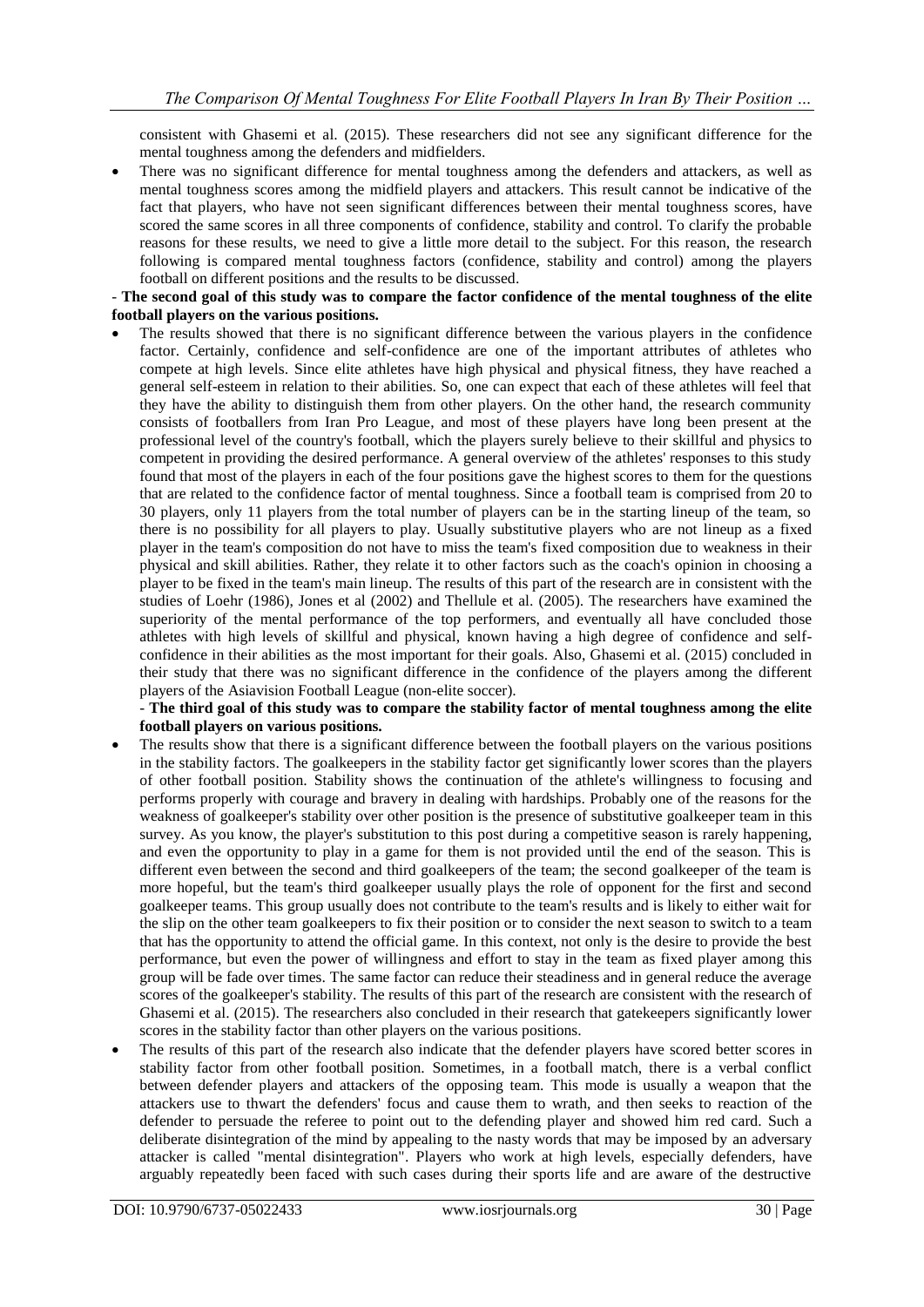consistent with Ghasemi et al. (2015). These researchers did not see any significant difference for the mental toughness among the defenders and midfielders.

- There was no significant difference for mental toughness among the defenders and attackers, as well as mental toughness scores among the midfield players and attackers. This result cannot be indicative of the fact that players, who have not seen significant differences between their mental toughness scores, have scored the same scores in all three components of confidence, stability and control. To clarify the probable reasons for these results, we need to give a little more detail to the subject. For this reason, the research following is compared mental toughness factors (confidence, stability and control) among the players football on different positions and the results to be discussed.

**- The second goal of this study was to compare the factor confidence of the mental toughness of the elite football players on the various positions.**

- The results showed that there is no significant difference between the various players in the confidence factor. Certainly, confidence and self-confidence are one of the important attributes of athletes who compete at high levels. Since elite athletes have high physical and physical fitness, they have reached a general self-esteem in relation to their abilities. So, one can expect that each of these athletes will feel that they have the ability to distinguish them from other players. On the other hand, the research community consists of footballers from Iran Pro League, and most of these players have long been present at the professional level of the country's football, which the players surely believe to their skillful and physics to competent in providing the desired performance. A general overview of the athletes' responses to this study found that most of the players in each of the four positions gave the highest scores to them for the questions that are related to the confidence factor of mental toughness. Since a football team is comprised from 20 to 30 players, only 11 players from the total number of players can be in the starting lineup of the team, so there is no possibility for all players to play. Usually substitutive players who are not lineup as a fixed player in the team's composition do not have to miss the team's fixed composition due to weakness in their physical and skill abilities. Rather, they relate it to other factors such as the coach's opinion in choosing a player to be fixed in the team's main lineup. The results of this part of the research are in consistent with the studies of Loehr (1986), Jones et al (2002) and Thellule et al. (2005). The researchers have examined the superiority of the mental performance of the top performers, and eventually all have concluded those athletes with high levels of skillful and physical, known having a high degree of confidence and self-confidence in their abilities as the most important for their goals. Also, Ghasemi et al. (2015) concluded in their study that there was no significant difference in the confidence of the players among the different players of the Asiavision Football League (non-elite soccer).

**- The third goal of this study was to compare the stability factor of mental toughness among the elite football players on various positions.**

- The results show that there is a significant difference between the football players on the various positions in the stability factors. The goalkeepers in the stability factor get significantly lower scores than the players of other football position. Stability shows the continuation of the athlete's willingness to focusing and performs properly with courage and bravery in dealing with hardships. Probably one of the reasons for the weakness of goalkeeper's stability over other position is the presence of substitutive goalkeeper team in this survey. As you know, the player's substitution to this post during a competitive season is rarely happening, and even the opportunity to play in a game for them is not provided until the end of the season. This is different even between the second and third goalkeepers of the team; the second goalkeeper of the team is more hopeful, but the team's third goalkeeper usually plays the role of opponent for the first and second goalkeeper teams. This group usually does not contribute to the team's results and is likely to either wait for the slip on the other team goalkeepers to fix their position or to consider the next season to switch to a team that has the opportunity to attend the official game. In this context, not only is the desire to provide the best performance, but even the power of willingness and effort to stay in the team as fixed player among this group will be fade over times. The same factor can reduce their steadiness and in general reduce the average scores of the goalkeeper's stability. The results of this part of the research are consistent with the research of Ghasemi et al. (2015). The researchers also concluded in their research that gatekeepers significantly lower scores in the stability factor than other players on the various positions.
- The results of this part of the research also indicate that the defender players have scored better scores in stability factor from other football position. Sometimes, in a football match, there is a verbal conflict between defender players and attackers of the opposing team. This mode is usually a weapon that the attackers use to thwart the defenders' focus and cause them to wrath, and then seeks to reaction of the defender to persuade the referee to point out to the defending player and showed him red card. Such a deliberate disintegration of the mind by appealing to the nasty words that may be imposed by an adversary attacker is called "mental disintegration". Players who work at high levels, especially defenders, have arguably repeatedly been faced with such cases during their sports life and are aware of the destructive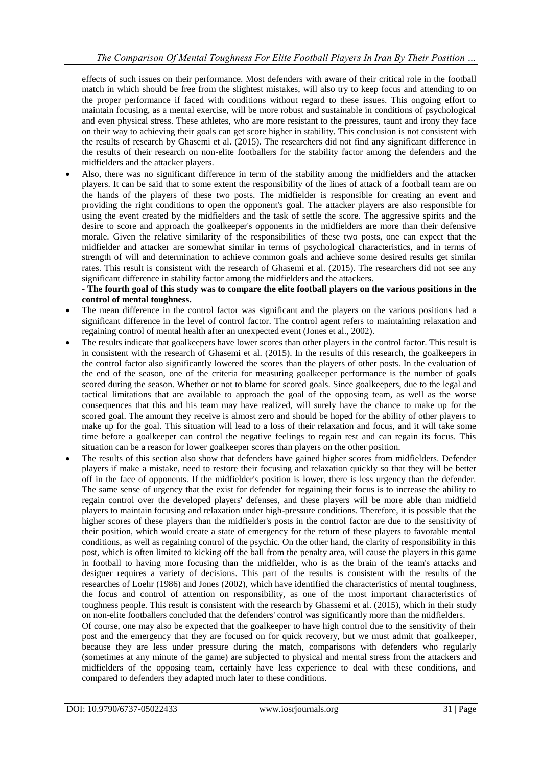effects of such issues on their performance. Most defenders with aware of their critical role in the football match in which should be free from the slightest mistakes, will also try to keep focus and attending to on the proper performance if faced with conditions without regard to these issues. This ongoing effort to maintain focusing, as a mental exercise, will be more robust and sustainable in conditions of psychological and even physical stress. These athletes, who are more resistant to the pressures, taunt and irony they face on their way to achieving their goals can get score higher in stability. This conclusion is not consistent with the results of research by Ghasemi et al. (2015). The researchers did not find any significant difference in the results of their research on non-elite footballers for the stability factor among the defenders and the midfielders and the attacker players.

- Also, there was no significant difference in term of the stability among the midfielders and the attacker players. It can be said that to some extent the responsibility of the lines of attack of a football team are on the hands of the players of these two posts. The midfielder is responsible for creating an event and providing the right conditions to open the opponent's goal. The attacker players are also responsible for using the event created by the midfielders and the task of settle the score. The aggressive spirits and the desire to score and approach the goalkeeper's opponents in the midfielders are more than their defensive morale. Given the relative similarity of the responsibilities of these two posts, one can expect that the midfielder and attacker are somewhat similar in terms of psychological characteristics, and in terms of strength of will and determination to achieve common goals and achieve some desired results get similar rates. This result is consistent with the research of Ghasemi et al. (2015). The researchers did not see any significant difference in stability factor among the midfielders and the attackers.

**- The fourth goal of this study was to compare the elite football players on the various positions in the control of mental toughness.**

- The mean difference in the control factor was significant and the players on the various positions had a significant difference in the level of control factor. The control agent refers to maintaining relaxation and regaining control of mental health after an unexpected event (Jones et al., 2002).
- The results indicate that goalkeepers have lower scores than other players in the control factor. This result is in consistent with the research of Ghasemi et al. (2015). In the results of this research, the goalkeepers in the control factor also significantly lowered the scores than the players of other posts. In the evaluation of the end of the season, one of the criteria for measuring goalkeeper performance is the number of goals scored during the season. Whether or not to blame for scored goals. Since goalkeepers, due to the legal and tactical limitations that are available to approach the goal of the opposing team, as well as the worse consequences that this and his team may have realized, will surely have the chance to make up for the scored goal. The amount they receive is almost zero and should be hoped for the ability of other players to make up for the goal. This situation will lead to a loss of their relaxation and focus, and it will take some time before a goalkeeper can control the negative feelings to regain rest and can regain its focus. This situation can be a reason for lower goalkeeper scores than players on the other position.
- The results of this section also show that defenders have gained higher scores from midfielders. Defender players if make a mistake, need to restore their focusing and relaxation quickly so that they will be better off in the face of opponents. If the midfielder's position is lower, there is less urgency than the defender. The same sense of urgency that the exist for defender for regaining their focus is to increase the ability to regain control over the developed players' defenses, and these players will be more able than midfield players to maintain focusing and relaxation under high-pressure conditions. Therefore, it is possible that the higher scores of these players than the midfielder's posts in the control factor are due to the sensitivity of their position, which would create a state of emergency for the return of these players to favorable mental conditions, as well as regaining control of the psychic. On the other hand, the clarity of responsibility in this post, which is often limited to kicking off the ball from the penalty area, will cause the players in this game in football to having more focusing than the midfielder, who is as the brain of the team's attacks and designer requires a variety of decisions. This part of the results is consistent with the results of the researches of Loehr (1986) and Jones (2002), which have identified the characteristics of mental toughness, the focus and control of attention on responsibility, as one of the most important characteristics of toughness people. This result is consistent with the research by Ghassemi et al. (2015), which in their study on non-elite footballers concluded that the defenders' control was significantly more than the midfielders.

  Of course, one may also be expected that the goalkeeper to have high control due to the sensitivity of their post and the emergency that they are focused on for quick recovery, but we must admit that goalkeeper, because they are less under pressure during the match, comparisons with defenders who regularly (sometimes at any minute of the game) are subjected to physical and mental stress from the attackers and midfielders of the opposing team, certainly have less experience to deal with these conditions, and compared to defenders they adapted much later to these conditions.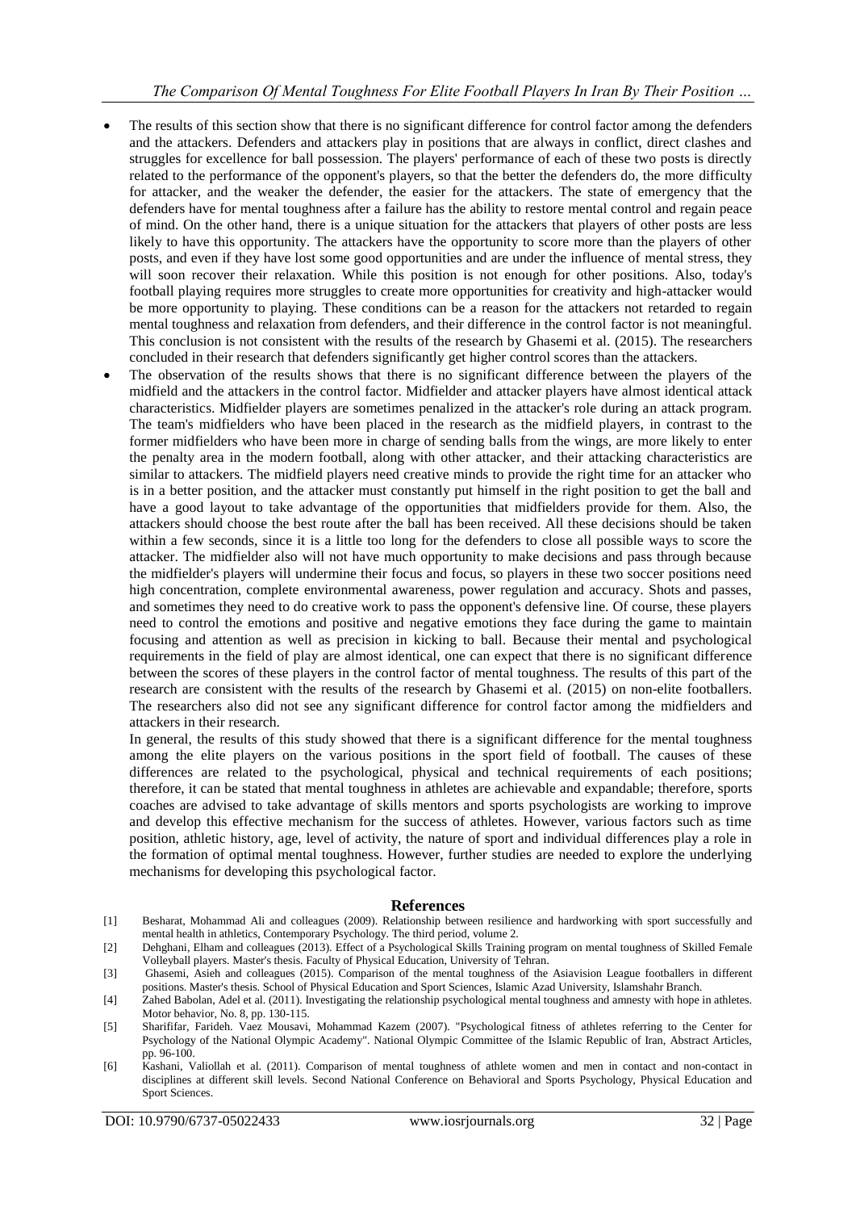- The results of this section show that there is no significant difference for control factor among the defenders and the attackers. Defenders and attackers play in positions that are always in conflict, direct clashes and struggles for excellence for ball possession. The players' performance of each of these two posts is directly related to the performance of the opponent's players, so that the better the defenders do, the more difficulty for attacker, and the weaker the defender, the easier for the attackers. The state of emergency that the defenders have for mental toughness after a failure has the ability to restore mental control and regain peace of mind. On the other hand, there is a unique situation for the attackers that players of other posts are less likely to have this opportunity. The attackers have the opportunity to score more than the players of other posts, and even if they have lost some good opportunities and are under the influence of mental stress, they will soon recover their relaxation. While this position is not enough for other positions. Also, today's football playing requires more struggles to create more opportunities for creativity and high-attacker would be more opportunity to playing. These conditions can be a reason for the attackers not retarded to regain mental toughness and relaxation from defenders, and their difference in the control factor is not meaningful. This conclusion is not consistent with the results of the research by Ghasemi et al. (2015). The researchers concluded in their research that defenders significantly get higher control scores than the attackers.
- The observation of the results shows that there is no significant difference between the players of the midfield and the attackers in the control factor. Midfielder and attacker players have almost identical attack characteristics. Midfielder players are sometimes penalized in the attacker's role during an attack program. The team's midfielders who have been placed in the research as the midfield players, in contrast to the former midfielders who have been more in charge of sending balls from the wings, are more likely to enter the penalty area in the modern football, along with other attacker, and their attacking characteristics are similar to attackers. The midfield players need creative minds to provide the right time for an attacker who is in a better position, and the attacker must constantly put himself in the right position to get the ball and have a good layout to take advantage of the opportunities that midfielders provide for them. Also, the attackers should choose the best route after the ball has been received. All these decisions should be taken within a few seconds, since it is a little too long for the defenders to close all possible ways to score the attacker. The midfielder also will not have much opportunity to make decisions and pass through because the midfielder's players will undermine their focus and focus, so players in these two soccer positions need high concentration, complete environmental awareness, power regulation and accuracy. Shots and passes, and sometimes they need to do creative work to pass the opponent's defensive line. Of course, these players need to control the emotions and positive and negative emotions they face during the game to maintain focusing and attention as well as precision in kicking to ball. Because their mental and psychological requirements in the field of play are almost identical, one can expect that there is no significant difference between the scores of these players in the control factor of mental toughness. The results of this part of the research are consistent with the results of the research by Ghasemi et al. (2015) on non-elite footballers. The researchers also did not see any significant difference for control factor among the midfielders and attackers in their research.

  In general, the results of this study showed that there is a significant difference for the mental toughness among the elite players on the various positions in the sport field of football. The causes of these differences are related to the psychological, physical and technical requirements of each positions; therefore, it can be stated that mental toughness in athletes are achievable and expandable; therefore, sports coaches are advised to take advantage of skills mentors and sports psychologists are working to improve and develop this effective mechanism for the success of athletes. However, various factors such as time position, athletic history, age, level of activity, the nature of sport and individual differences play a role in the formation of optimal mental toughness. However, further studies are needed to explore the underlying mechanisms for developing this psychological factor.

## References

[1] Besharat, Mohammad Ali and colleagues (2009). Relationship between resilience and hardworking with sport successfully and mental health in athletics, Contemporary Psychology. The third period, volume 2.

[2] Dehghani, Elham and colleagues (2013). Effect of a Psychological Skills Training program on mental toughness of Skilled Female Volleyball players. Master's thesis. Faculty of Physical Education, University of Tehran.

[3] Ghasemi, Asieh and colleagues (2015). Comparison of the mental toughness of the Asiavision League footballers in different positions. Master's thesis. School of Physical Education and Sport Sciences, Islamic Azad University, Islamshahr Branch.

[4] Zahed Babolan, Adel et al. (2011). Investigating the relationship psychological mental toughness and amnesty with hope in athletes. Motor behavior, No. 8, pp. 130-115.

[5] Sharififar, Farideh. Vaez Mousavi, Mohammad Kazem (2007). "Psychological fitness of athletes referring to the Center for Psychology of the National Olympic Academy". National Olympic Committee of the Islamic Republic of Iran, Abstract Articles, pp. 96-100.

[6] Kashani, Valiollah et al. (2011). Comparison of mental toughness of athlete women and men in contact and non-contact in disciplines at different skill levels. Second National Conference on Behavioral and Sports Psychology, Physical Education and Sport Sciences.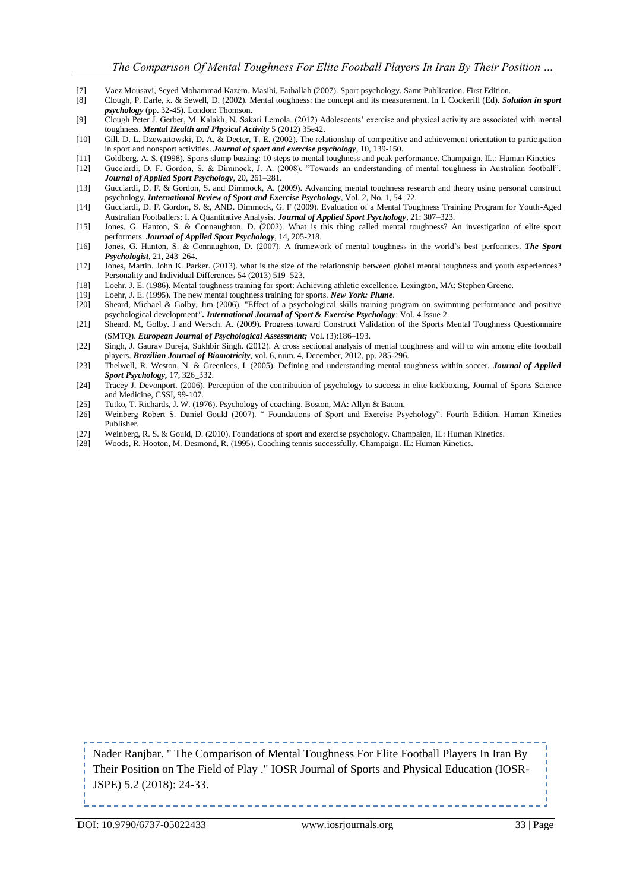[7] Vaez Mousavi, Seyed Mohammad Kazem. Masibi, Fathallah (2007). Sport psychology. Samt Publication. First Edition.

[8] Clough, P. Earle, k. & Sewell, D. (2002). Mental toughness: the concept and its measurement. In I. Cockerill (Ed). ***Solution in sport psychology*** (pp. 32-45). London: Thomson.

[9] Clough Peter J. Gerber, M. Kalakh, N. Sakari Lemola. (2012) Adolescents' exercise and physical activity are associated with mental toughness. ***Mental Health and Physical Activity*** 5 (2012) 35e42.

[10] Gill, D. L. Dzewaitowski, D. A. & Deeter, T. E. (2002). The relationship of competitive and achievement orientation to participation in sport and nonsport activities. ***Journal of sport and exercise psychology***, 10, 139-150.

[11] Goldberg, A. S. (1998). Sports slump busting: 10 steps to mental toughness and peak performance. Champaign, IL.: Human Kinetics

[12] Gucciardi, D. F. Gordon, S. & Dimmock, J. A. (2008). "Towards an understanding of mental toughness in Australian football". ***Journal of Applied Sport Psychology***, 20, 261–281.

[13] Gucciardi, D. F. & Gordon, S. and Dimmock, A. (2009). Advancing mental toughness research and theory using personal construct psychology. ***International Review of Sport and Exercise Psychology***, Vol. 2, No. 1, 54_72.

[14] Gucciardi, D. F. Gordon, S. &, AND. Dimmock, G. F (2009). Evaluation of a Mental Toughness Training Program for Youth-Aged Australian Footballers: I. A Quantitative Analysis. ***Journal of Applied Sport Psychology***, 21: 307–323.

[15] Jones, G. Hanton, S. & Connaughton, D. (2002). What is this thing called mental toughness? An investigation of elite sport performers. ***Journal of Applied Sport Psychology***, 14, 205-218.

[16] Jones, G. Hanton, S. & Connaughton, D. (2007). A framework of mental toughness in the world's best performers. ***The Sport Psychologist***, 21, 243_264.

[17] Jones, Martin. John K. Parker. (2013). what is the size of the relationship between global mental toughness and youth experiences? Personality and Individual Differences 54 (2013) 519–523.

[18] Loehr, J. E. (1986). Mental toughness training for sport: Achieving athletic excellence. Lexington, MA: Stephen Greene.

[19] Loehr, J. E. (1995). The new mental toughness training for sports. ***New York: Plume***.

[20] Sheard, Michael & Golby, Jim (2006). "Effect of a psychological skills training program on swimming performance and positive psychological development***". International Journal of Sport & Exercise Psychology***: Vol. 4 Issue 2.

[21] Sheard. M, Golby. J and Wersch. A. (2009). Progress toward Construct Validation of the Sports Mental Toughness Questionnaire (SMTQ). ***European Journal of Psychological Assessment;*** Vol. (3):186–193.

[22] Singh, J. Gaurav Dureja, Sukhbir Singh. (2012). A cross sectional analysis of mental toughness and will to win among elite football players. ***Brazilian Journal of Biomotricity***, vol. 6, num. 4, December, 2012, pp. 285-296.

[23] Thelwell, R. Weston, N. & Greenlees, I. (2005). Defining and understanding mental toughness within soccer. ***Journal of Applied Sport Psychology,*** 17, 326_332.

[24] Tracey J. Devonport. (2006). Perception of the contribution of psychology to success in elite kickboxing, Journal of Sports Science and Medicine, CSSI, 99-107.

[25] Tutko, T. Richards, J. W. (1976). Psychology of coaching. Boston, MA: Allyn & Bacon.

[26] Weinberg Robert S. Daniel Gould (2007). " Foundations of Sport and Exercise Psychology". Fourth Edition. Human Kinetics Publisher.

[27] Weinberg, R. S. & Gould, D. (2010). Foundations of sport and exercise psychology. Champaign, IL: Human Kinetics.

[28] Woods, R. Hooton, M. Desmond, R. (1995). Coaching tennis successfully. Champaign. IL: Human Kinetics.

Nader Ranjbar. " The Comparison of Mental Toughness For Elite Football Players In Iran By Their Position on The Field of Play ." IOSR Journal of Sports and Physical Education (IOSR-JSPE) 5.2 (2018): 24-33.